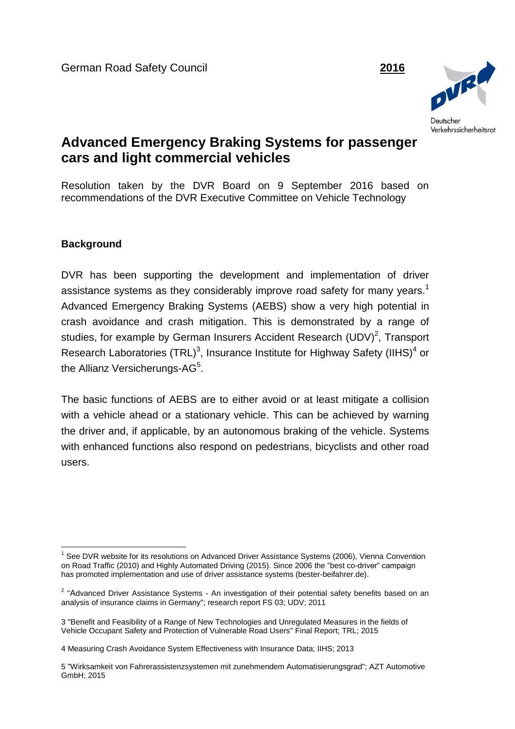German Road Safety Council **2016**

Deutscher Verkehrssicherheitsrat

# Advanced Emergency Braking Systems for passenger cars and light commercial vehicles

Resolution taken by the DVR Board on 9 September 2016 based on recommendations of the DVR Executive Committee on Vehicle Technology

## Background

DVR has been supporting the development and implementation of driver assistance systems as they considerably improve road safety for many years.[1] Advanced Emergency Braking Systems (AEBS) show a very high potential in crash avoidance and crash mitigation. This is demonstrated by a range of studies, for example by German Insurers Accident Research (UDV)[2], Transport Research Laboratories (TRL)[3], Insurance Institute for Highway Safety (IIHS)[4] or the Allianz Versicherungs-AG[5].

The basic functions of AEBS are to either avoid or at least mitigate a collision with a vehicle ahead or a stationary vehicle. This can be achieved by warning the driver and, if applicable, by an autonomous braking of the vehicle. Systems with enhanced functions also respond on pedestrians, bicyclists and other road users.

---

[1] See DVR website for its resolutions on Advanced Driver Assistance Systems (2006), Vienna Convention on Road Traffic (2010) and Highly Automated Driving (2015). Since 2006 the "best co-driver" campaign has promoted implementation and use of driver assistance systems (bester-beifahrer.de).

[2] "Advanced Driver Assistance Systems - An investigation of their potential safety benefits based on an analysis of insurance claims in Germany"; research report FS 03; UDV; 2011

3 "Benefit and Feasibility of a Range of New Technologies and Unregulated Measures in the fields of Vehicle Occupant Safety and Protection of Vulnerable Road Users" Final Report; TRL; 2015

4 Measuring Crash Avoidance System Effectiveness with Insurance Data; IIHS; 2013

5 "Wirksamkeit von Fahrerassistenzsystemen mit zunehmendem Automatisierungsgrad"; AZT Automotive GmbH; 2015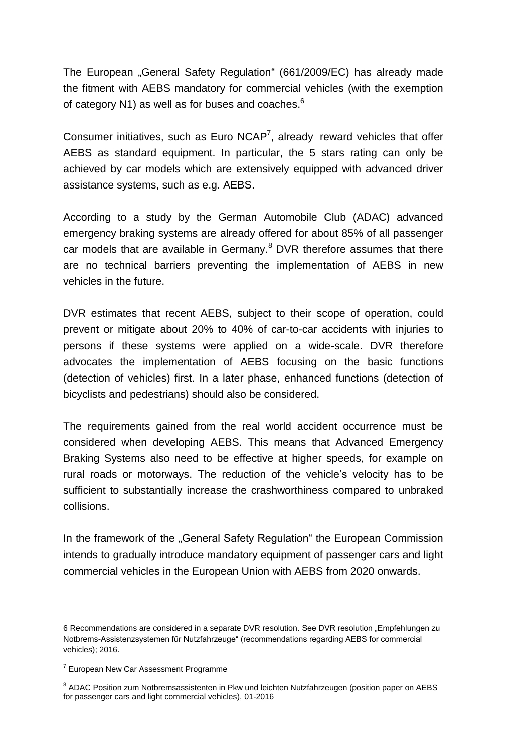The European „General Safety Regulation“ (661/2009/EC) has already made the fitment with AEBS mandatory for commercial vehicles (with the exemption of category N1) as well as for buses and coaches.[6]

Consumer initiatives, such as Euro NCAP[7], already reward vehicles that offer AEBS as standard equipment. In particular, the 5 stars rating can only be achieved by car models which are extensively equipped with advanced driver assistance systems, such as e.g. AEBS.

According to a study by the German Automobile Club (ADAC) advanced emergency braking systems are already offered for about 85% of all passenger car models that are available in Germany.[8] DVR therefore assumes that there are no technical barriers preventing the implementation of AEBS in new vehicles in the future.

DVR estimates that recent AEBS, subject to their scope of operation, could prevent or mitigate about 20% to 40% of car-to-car accidents with injuries to persons if these systems were applied on a wide-scale. DVR therefore advocates the implementation of AEBS focusing on the basic functions (detection of vehicles) first. In a later phase, enhanced functions (detection of bicyclists and pedestrians) should also be considered.

The requirements gained from the real world accident occurrence must be considered when developing AEBS. This means that Advanced Emergency Braking Systems also need to be effective at higher speeds, for example on rural roads or motorways. The reduction of the vehicle's velocity has to be sufficient to substantially increase the crashworthiness compared to unbraked collisions.

In the framework of the „General Safety Regulation“ the European Commission intends to gradually introduce mandatory equipment of passenger cars and light commercial vehicles in the European Union with AEBS from 2020 onwards.

---

6 Recommendations are considered in a separate DVR resolution. See DVR resolution „Empfehlungen zu Notbrems-Assistenzsystemen für Nutzfahrzeuge“ (recommendations regarding AEBS for commercial vehicles); 2016.

7 European New Car Assessment Programme

8 ADAC Position zum Notbremsassistenten in Pkw und leichten Nutzfahrzeugen (position paper on AEBS for passenger cars and light commercial vehicles), 01-2016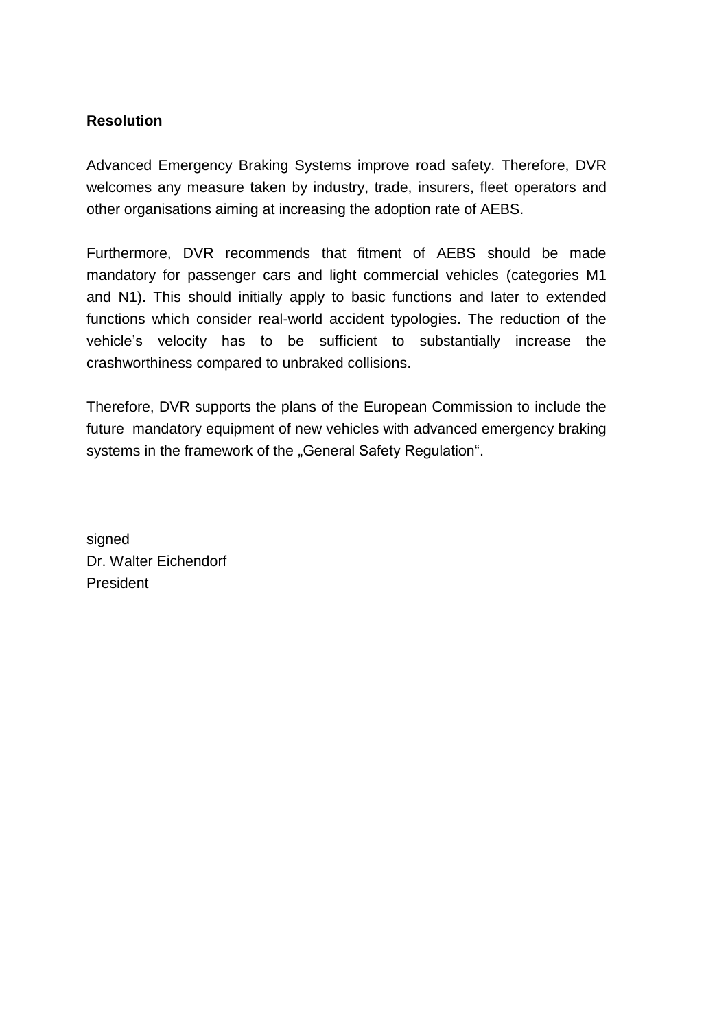**Resolution**

Advanced Emergency Braking Systems improve road safety. Therefore, DVR welcomes any measure taken by industry, trade, insurers, fleet operators and other organisations aiming at increasing the adoption rate of AEBS.

Furthermore, DVR recommends that fitment of AEBS should be made mandatory for passenger cars and light commercial vehicles (categories M1 and N1). This should initially apply to basic functions and later to extended functions which consider real-world accident typologies. The reduction of the vehicle's velocity has to be sufficient to substantially increase the crashworthiness compared to unbraked collisions.

Therefore, DVR supports the plans of the European Commission to include the future mandatory equipment of new vehicles with advanced emergency braking systems in the framework of the „General Safety Regulation".

signed
Dr. Walter Eichendorf
President